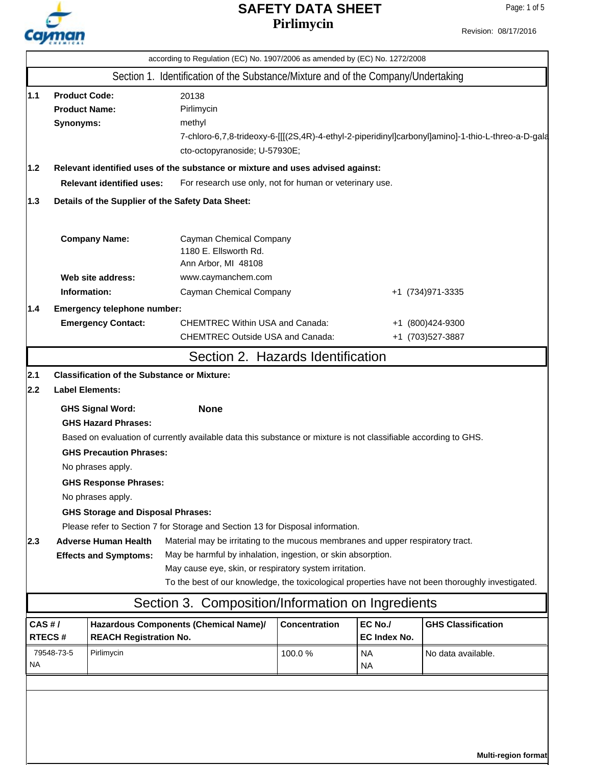# SAFETY DATA SHEET
# Pirlimycin

Revision: 08/17/2016

according to Regulation (EC) No. 1907/2006 as amended by (EC) No. 1272/2008

## Section 1. Identification of the Substance/Mixture and of the Company/Undertaking

**1.1 Product Code:** 20138

**Product Name:** Pirlimycin

**Synonyms:** methyl 7-chloro-6,7,8-trideoxy-6-[[[(2S,4R)-4-ethyl-2-piperidinyl]carbonyl]amino]-1-thio-L-threo-a-D-galacto-octopyranoside; U-57930E;

**1.2 Relevant identified uses of the substance or mixture and uses advised against:**

**Relevant identified uses:** For research use only, not for human or veterinary use.

**1.3 Details of the Supplier of the Safety Data Sheet:**

**Company Name:** Cayman Chemical Company
1180 E. Ellsworth Rd.
Ann Arbor, MI 48108

**Web site address:** www.caymanchem.com

**Information:** Cayman Chemical Company +1 (734)971-3335

**1.4 Emergency telephone number:**

**Emergency Contact:**
CHEMTREC Within USA and Canada: +1 (800)424-9300
CHEMTREC Outside USA and Canada: +1 (703)527-3887

## Section 2. Hazards Identification

**2.1 Classification of the Substance or Mixture:**

**2.2 Label Elements:**

**GHS Signal Word:** **None**

**GHS Hazard Phrases:**

Based on evaluation of currently available data this substance or mixture is not classifiable according to GHS.

**GHS Precaution Phrases:**

No phrases apply.

**GHS Response Phrases:**

No phrases apply.

**GHS Storage and Disposal Phrases:**

Please refer to Section 7 for Storage and Section 13 for Disposal information.

**2.3 Adverse Human Health Effects and Symptoms:**
Material may be irritating to the mucous membranes and upper respiratory tract.
May be harmful by inhalation, ingestion, or skin absorption.
May cause eye, skin, or respiratory system irritation.
To the best of our knowledge, the toxicological properties have not been thoroughly investigated.

## Section 3. Composition/Information on Ingredients

| CAS # / RTECS # | Hazardous Components (Chemical Name)/ REACH Registration No. | Concentration | EC No./ EC Index No. | GHS Classification |
|---|---|---|---|---|
| 79548-73-5 NA | Pirlimycin | 100.0 % | NA NA | No data available. |

Multi-region format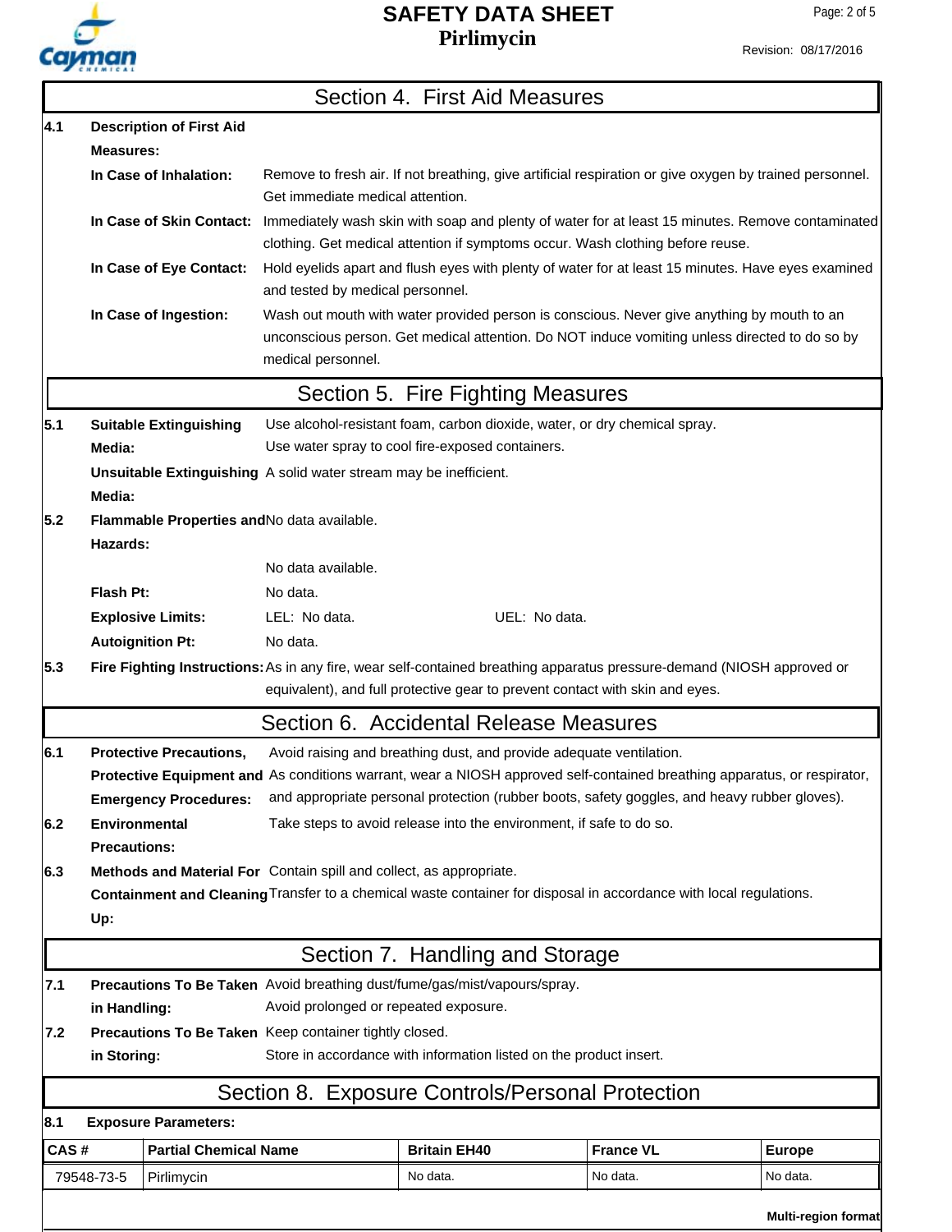## Section 4. First Aid Measures

**4.1 Description of First Aid Measures:**

**In Case of Inhalation:** Remove to fresh air. If not breathing, give artificial respiration or give oxygen by trained personnel. Get immediate medical attention.

**In Case of Skin Contact:** Immediately wash skin with soap and plenty of water for at least 15 minutes. Remove contaminated clothing. Get medical attention if symptoms occur. Wash clothing before reuse.

**In Case of Eye Contact:** Hold eyelids apart and flush eyes with plenty of water for at least 15 minutes. Have eyes examined and tested by medical personnel.

**In Case of Ingestion:** Wash out mouth with water provided person is conscious. Never give anything by mouth to an unconscious person. Get medical attention. Do NOT induce vomiting unless directed to do so by medical personnel.

## Section 5. Fire Fighting Measures

**5.1 Suitable Extinguishing Media:** Use alcohol-resistant foam, carbon dioxide, water, or dry chemical spray. Use water spray to cool fire-exposed containers.

**Unsuitable Extinguishing Media:** A solid water stream may be inefficient.

**5.2 Flammable Properties and Hazards:** No data available.

No data available.

**Flash Pt:** No data.

**Explosive Limits:** LEL: No data. UEL: No data.

**Autoignition Pt:** No data.

**5.3 Fire Fighting Instructions:** As in any fire, wear self-contained breathing apparatus pressure-demand (NIOSH approved or equivalent), and full protective gear to prevent contact with skin and eyes.

## Section 6. Accidental Release Measures

**6.1 Protective Precautions, Protective Equipment and Emergency Procedures:** Avoid raising and breathing dust, and provide adequate ventilation. As conditions warrant, wear a NIOSH approved self-contained breathing apparatus, or respirator, and appropriate personal protection (rubber boots, safety goggles, and heavy rubber gloves).

**6.2 Environmental Precautions:** Take steps to avoid release into the environment, if safe to do so.

**6.3 Methods and Material For Containment and Cleaning Up:** Contain spill and collect, as appropriate. Transfer to a chemical waste container for disposal in accordance with local regulations.

## Section 7. Handling and Storage

**7.1 Precautions To Be Taken in Handling:** Avoid breathing dust/fume/gas/mist/vapours/spray. Avoid prolonged or repeated exposure.

**7.2 Precautions To Be Taken in Storing:** Keep container tightly closed. Store in accordance with information listed on the product insert.

## Section 8. Exposure Controls/Personal Protection

**8.1 Exposure Parameters:**

| CAS # | Partial Chemical Name | Britain EH40 | France VL | Europe |
|---|---|---|---|---|
| 79548-73-5 | Pirlimycin | No data. | No data. | No data. |

**Multi-region format**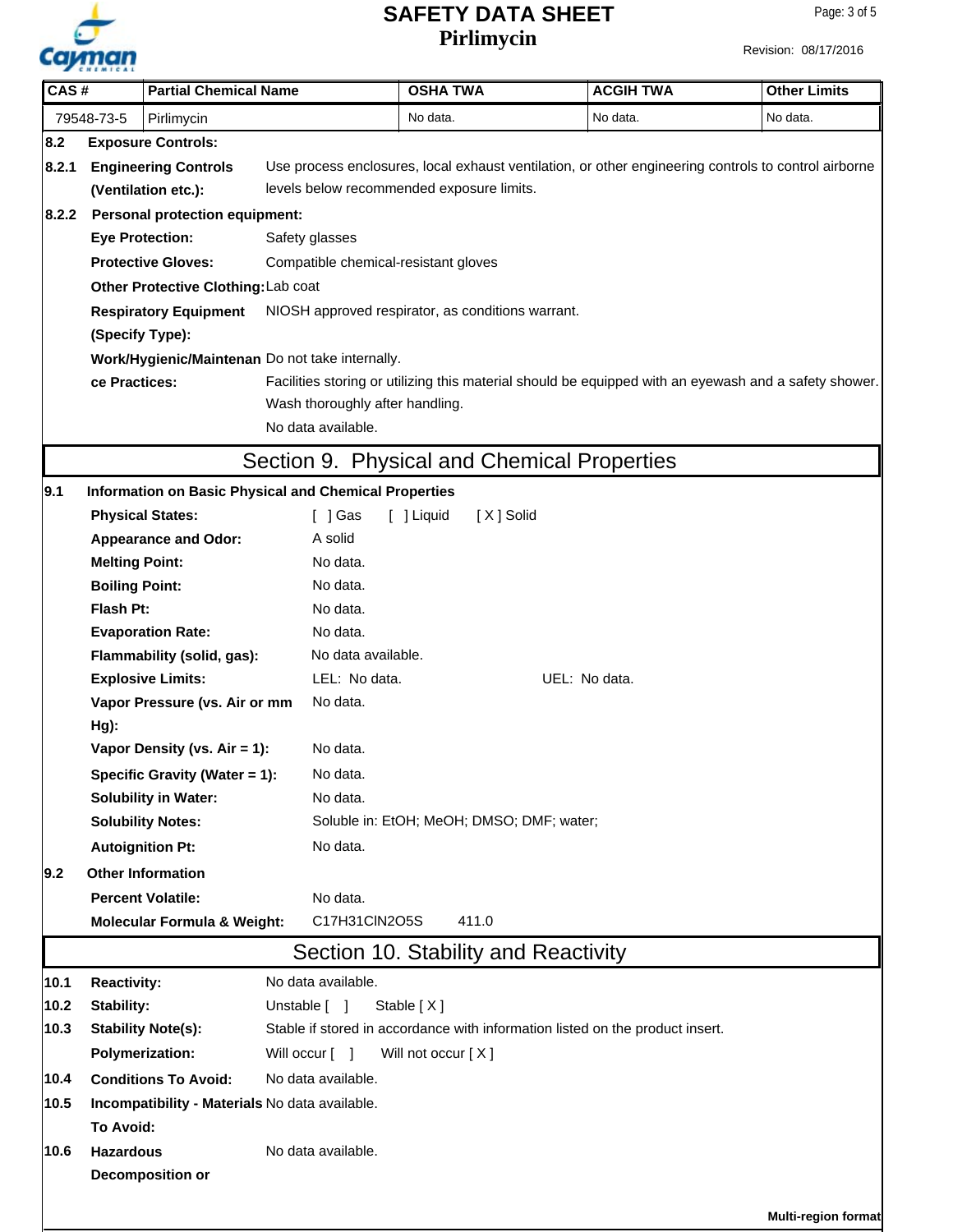| CAS # | Partial Chemical Name | OSHA TWA | ACGIH TWA | Other Limits |
|---|---|---|---|---|
| 79548-73-5 | Pirlimycin | No data. | No data. | No data. |

**8.2 Exposure Controls:**

**8.2.1 Engineering Controls (Ventilation etc.):** Use process enclosures, local exhaust ventilation, or other engineering controls to control airborne levels below recommended exposure limits.

**8.2.2 Personal protection equipment:**

**Eye Protection:** Safety glasses

**Protective Gloves:** Compatible chemical-resistant gloves

**Other Protective Clothing:** Lab coat

**Respiratory Equipment (Specify Type):** NIOSH approved respirator, as conditions warrant.

**Work/Hygienic/Maintenance Practices:** Do not take internally.
Facilities storing or utilizing this material should be equipped with an eyewash and a safety shower.
Wash thoroughly after handling.
No data available.

## Section 9. Physical and Chemical Properties

**9.1 Information on Basic Physical and Chemical Properties**

**Physical States:** [ ] Gas [ ] Liquid [ X ] Solid

**Appearance and Odor:** A solid

**Melting Point:** No data.

**Boiling Point:** No data.

**Flash Pt:** No data.

**Evaporation Rate:** No data.

**Flammability (solid, gas):** No data available.

**Explosive Limits:** LEL: No data. UEL: No data.

**Vapor Pressure (vs. Air or mm Hg):** No data.

**Vapor Density (vs. Air = 1):** No data.

**Specific Gravity (Water = 1):** No data.

**Solubility in Water:** No data.

**Solubility Notes:** Soluble in: EtOH; MeOH; DMSO; DMF; water;

**Autoignition Pt:** No data.

**9.2 Other Information**

**Percent Volatile:** No data.

**Molecular Formula & Weight:** $C_{17}H_{31}ClN_2O_5S$ 411.0

## Section 10. Stability and Reactivity

**10.1 Reactivity:** No data available.

**10.2 Stability:** Unstable [ ] Stable [ X ]

**10.3 Stability Note(s):** Stable if stored in accordance with information listed on the product insert.

**Polymerization:** Will occur [ ] Will not occur [ X ]

**10.4 Conditions To Avoid:** No data available.

**10.5 Incompatibility - Materials To Avoid:** No data available.

**10.6 Hazardous Decomposition or** No data available.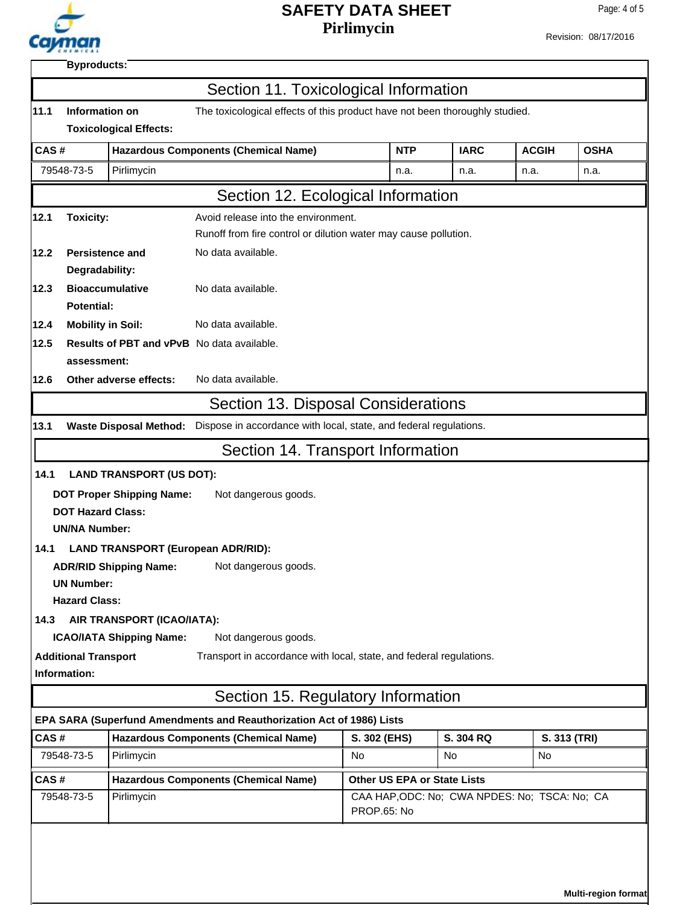**Byproducts:**

## Section 11. Toxicological Information

**11.1 Information on Toxicological Effects:** The toxicological effects of this product have not been thoroughly studied.

| CAS # | Hazardous Components (Chemical Name) | NTP | IARC | ACGIH | OSHA |
|---|---|---|---|---|---|
| 79548-73-5 | Pirlimycin | n.a. | n.a. | n.a. | n.a. |

## Section 12. Ecological Information

**12.1 Toxicity:** Avoid release into the environment.
Runoff from fire control or dilution water may cause pollution.

**12.2 Persistence and Degradability:** No data available.

**12.3 Bioaccumulative Potential:** No data available.

**12.4 Mobility in Soil:** No data available.

**12.5 Results of PBT and vPvB assessment:** No data available.

**12.6 Other adverse effects:** No data available.

## Section 13. Disposal Considerations

**13.1 Waste Disposal Method:** Dispose in accordance with local, state, and federal regulations.

## Section 14. Transport Information

**14.1 LAND TRANSPORT (US DOT):**

**DOT Proper Shipping Name:** Not dangerous goods.
**DOT Hazard Class:**
**UN/NA Number:**

**14.1 LAND TRANSPORT (European ADR/RID):**

**ADR/RID Shipping Name:** Not dangerous goods.
**UN Number:**
**Hazard Class:**

**14.3 AIR TRANSPORT (ICAO/IATA):**

**ICAO/IATA Shipping Name:** Not dangerous goods.

**Additional Transport Information:** Transport in accordance with local, state, and federal regulations.

## Section 15. Regulatory Information

**EPA SARA (Superfund Amendments and Reauthorization Act of 1986) Lists**

| CAS # | Hazardous Components (Chemical Name) | S. 302 (EHS) | S. 304 RQ | S. 313 (TRI) |
|---|---|---|---|---|
| 79548-73-5 | Pirlimycin | No | No | No |

| CAS # | Hazardous Components (Chemical Name) | Other US EPA or State Lists |
|---|---|---|
| 79548-73-5 | Pirlimycin | CAA HAP,ODC: No; CWA NPDES: No; TSCA: No; CA PROP.65: No |

**Multi-region format**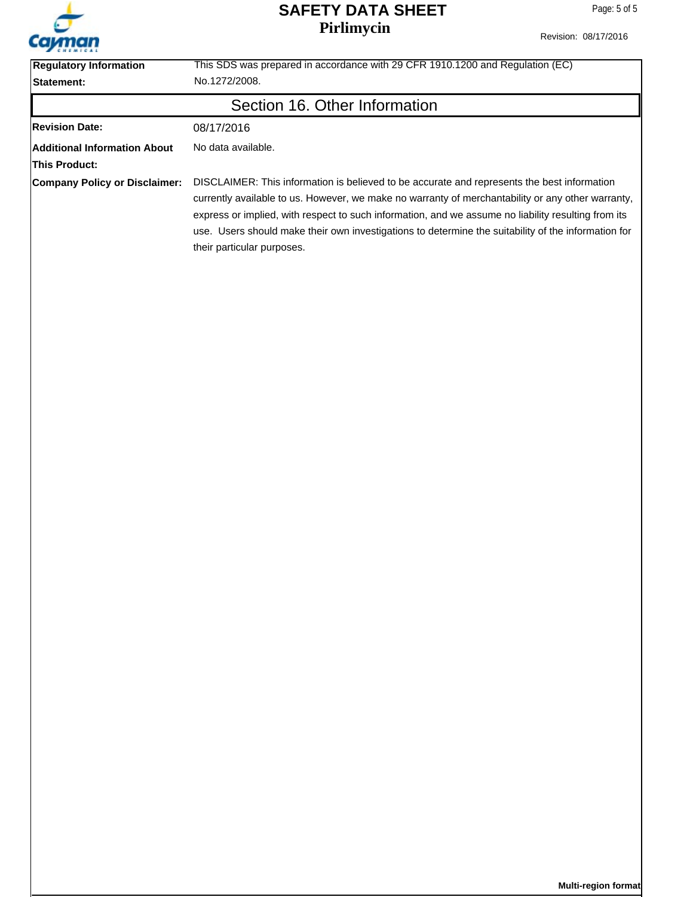| | |
|---|---|
| **Regulatory Information Statement:** | This SDS was prepared in accordance with 29 CFR 1910.1200 and Regulation (EC) No.1272/2008. |

## Section 16. Other Information

| | |
|---|---|
| **Revision Date:** | 08/17/2016 |
| **Additional Information About This Product:** | No data available. |
| **Company Policy or Disclaimer:** | DISCLAIMER: This information is believed to be accurate and represents the best information currently available to us. However, we make no warranty of merchantability or any other warranty, express or implied, with respect to such information, and we assume no liability resulting from its use. Users should make their own investigations to determine the suitability of the information for their particular purposes. |

**Multi-region format**